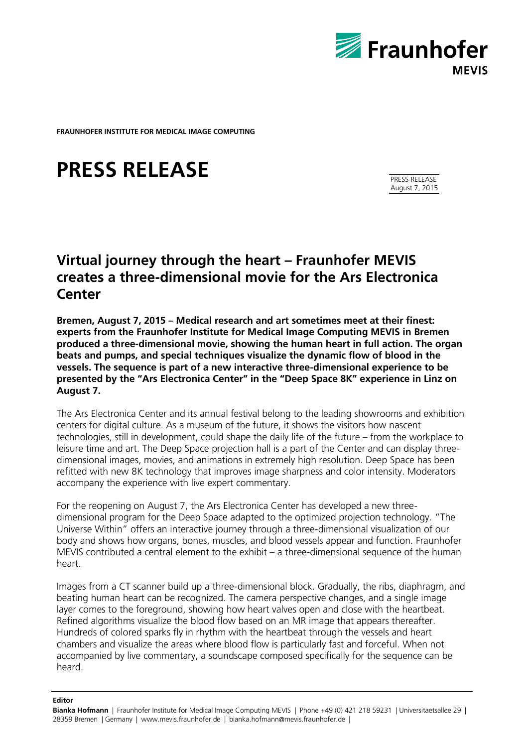**FRAUNHOFER INSTITUTE FOR MEDICAL IMAGE COMPUTING**

# PRESS RELEASE

PRESS RELEASE
August 7, 2015

## Virtual journey through the heart – Fraunhofer MEVIS creates a three-dimensional movie for the Ars Electronica Center

**Bremen, August 7, 2015 – Medical research and art sometimes meet at their finest: experts from the Fraunhofer Institute for Medical Image Computing MEVIS in Bremen produced a three-dimensional movie, showing the human heart in full action. The organ beats and pumps, and special techniques visualize the dynamic flow of blood in the vessels. The sequence is part of a new interactive three-dimensional experience to be presented by the "Ars Electronica Center" in the "Deep Space 8K" experience in Linz on August 7.**

The Ars Electronica Center and its annual festival belong to the leading showrooms and exhibition centers for digital culture. As a museum of the future, it shows the visitors how nascent technologies, still in development, could shape the daily life of the future – from the workplace to leisure time and art. The Deep Space projection hall is a part of the Center and can display three-dimensional images, movies, and animations in extremely high resolution. Deep Space has been refitted with new 8K technology that improves image sharpness and color intensity. Moderators accompany the experience with live expert commentary.

For the reopening on August 7, the Ars Electronica Center has developed a new three-dimensional program for the Deep Space adapted to the optimized projection technology. "The Universe Within" offers an interactive journey through a three-dimensional visualization of our body and shows how organs, bones, muscles, and blood vessels appear and function. Fraunhofer MEVIS contributed a central element to the exhibit – a three-dimensional sequence of the human heart.

Images from a CT scanner build up a three-dimensional block. Gradually, the ribs, diaphragm, and beating human heart can be recognized. The camera perspective changes, and a single image layer comes to the foreground, showing how heart valves open and close with the heartbeat. Refined algorithms visualize the blood flow based on an MR image that appears thereafter. Hundreds of colored sparks fly in rhythm with the heartbeat through the vessels and heart chambers and visualize the areas where blood flow is particularly fast and forceful. When not accompanied by live commentary, a soundscape composed specifically for the sequence can be heard.

**Editor**
**Bianka Hofmann** | Fraunhofer Institute for Medical Image Computing MEVIS | Phone +49 (0) 421 218 59231 | Universitaetsallee 29 | 28359 Bremen | Germany | www.mevis.fraunhofer.de | bianka.hofmann@mevis.fraunhofer.de |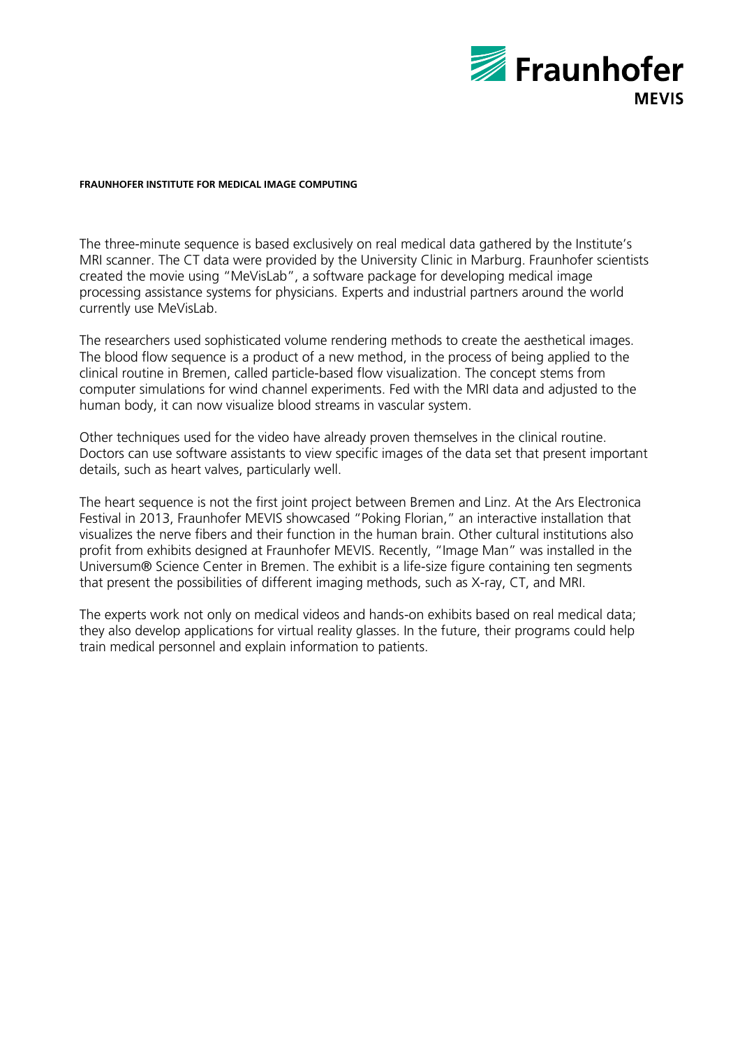The three-minute sequence is based exclusively on real medical data gathered by the Institute's MRI scanner. The CT data were provided by the University Clinic in Marburg. Fraunhofer scientists created the movie using "MeVisLab", a software package for developing medical image processing assistance systems for physicians. Experts and industrial partners around the world currently use MeVisLab.

The researchers used sophisticated volume rendering methods to create the aesthetical images. The blood flow sequence is a product of a new method, in the process of being applied to the clinical routine in Bremen, called particle-based flow visualization. The concept stems from computer simulations for wind channel experiments. Fed with the MRI data and adjusted to the human body, it can now visualize blood streams in vascular system.

Other techniques used for the video have already proven themselves in the clinical routine. Doctors can use software assistants to view specific images of the data set that present important details, such as heart valves, particularly well.

The heart sequence is not the first joint project between Bremen and Linz. At the Ars Electronica Festival in 2013, Fraunhofer MEVIS showcased "Poking Florian," an interactive installation that visualizes the nerve fibers and their function in the human brain. Other cultural institutions also profit from exhibits designed at Fraunhofer MEVIS. Recently, "Image Man" was installed in the Universum® Science Center in Bremen. The exhibit is a life-size figure containing ten segments that present the possibilities of different imaging methods, such as X-ray, CT, and MRI.

The experts work not only on medical videos and hands-on exhibits based on real medical data; they also develop applications for virtual reality glasses. In the future, their programs could help train medical personnel and explain information to patients.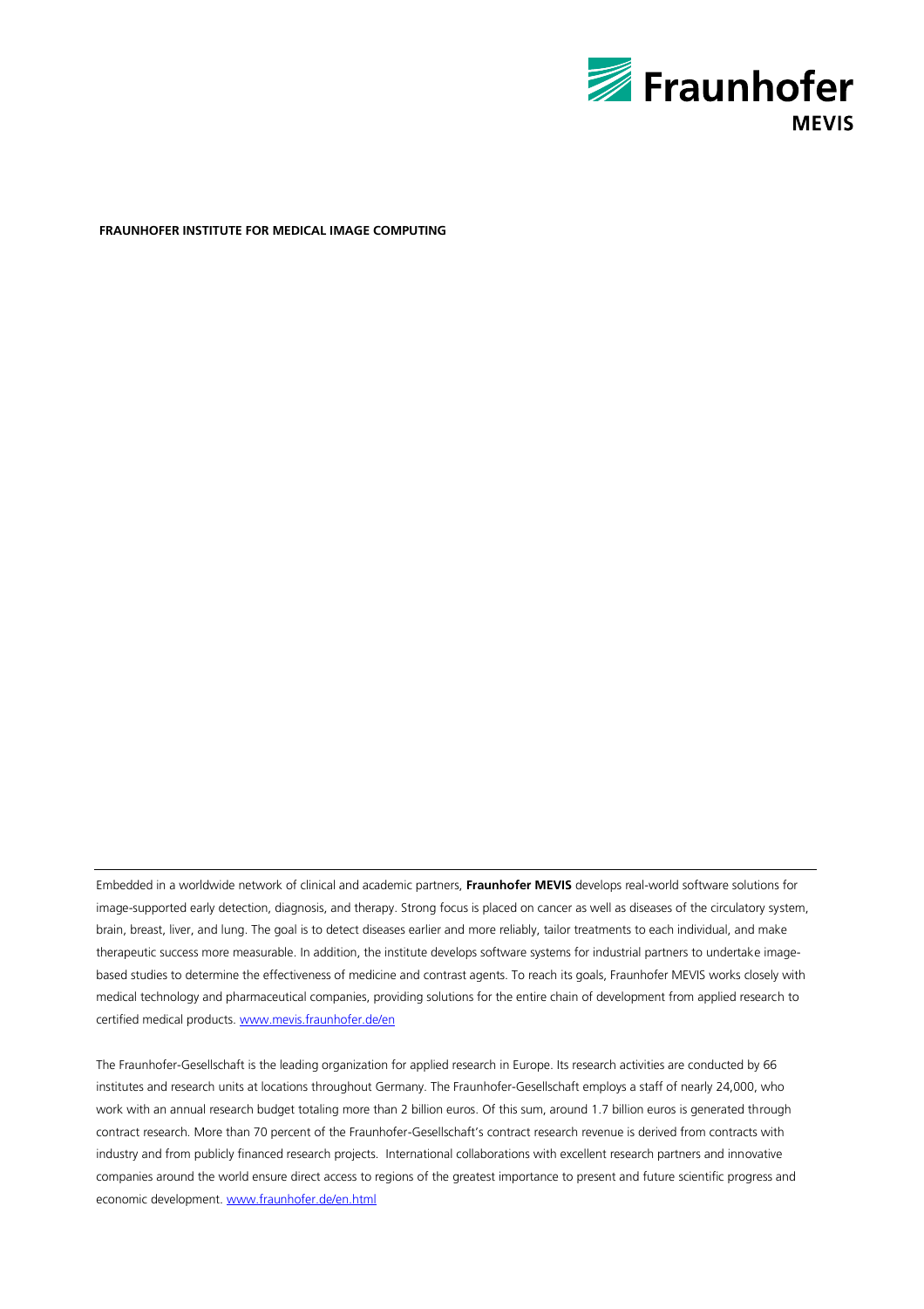**FRAUNHOFER INSTITUTE FOR MEDICAL IMAGE COMPUTING**

Embedded in a worldwide network of clinical and academic partners, **Fraunhofer MEVIS** develops real-world software solutions for image-supported early detection, diagnosis, and therapy. Strong focus is placed on cancer as well as diseases of the circulatory system, brain, breast, liver, and lung. The goal is to detect diseases earlier and more reliably, tailor treatments to each individual, and make therapeutic success more measurable. In addition, the institute develops software systems for industrial partners to undertake image-based studies to determine the effectiveness of medicine and contrast agents. To reach its goals, Fraunhofer MEVIS works closely with medical technology and pharmaceutical companies, providing solutions for the entire chain of development from applied research to certified medical products. www.mevis.fraunhofer.de/en

The Fraunhofer-Gesellschaft is the leading organization for applied research in Europe. Its research activities are conducted by 66 institutes and research units at locations throughout Germany. The Fraunhofer-Gesellschaft employs a staff of nearly 24,000, who work with an annual research budget totaling more than 2 billion euros. Of this sum, around 1.7 billion euros is generated through contract research. More than 70 percent of the Fraunhofer-Gesellschaft's contract research revenue is derived from contracts with industry and from publicly financed research projects. International collaborations with excellent research partners and innovative companies around the world ensure direct access to regions of the greatest importance to present and future scientific progress and economic development. www.fraunhofer.de/en.html